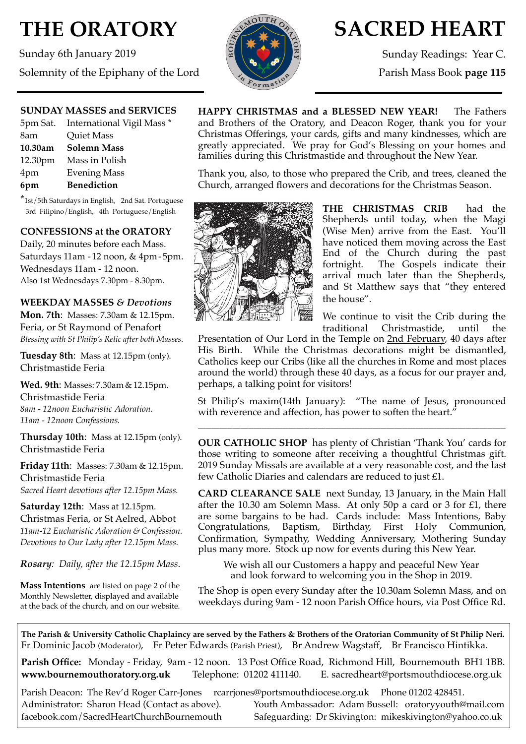# THE ORATORY

Sunday 6th January 2019

Solemnity of the Epiphany of the Lord

# SACRED HEART

Sunday Readings: Year C.

Parish Mass Book **page 115**

## SUNDAY MASSES and SERVICES

| | |
|---|---|
| 5pm Sat. | International Vigil Mass * |
| 8am | Quiet Mass |
| **10.30am** | **Solemn Mass** |
| 12.30pm | Mass in Polish |
| 4pm | Evening Mass |
| **6pm** | **Benediction** |

*1st/5th Saturdays in English, 2nd Sat. Portuguese 3rd Filipino/English, 4th Portuguese/English

## CONFESSIONS at the ORATORY

Daily, 20 minutes before each Mass.
Saturdays 11am - 12 noon, & 4pm - 5pm.
Wednesdays 11am - 12 noon.
Also 1st Wednesdays 7.30pm - 8.30pm.

## WEEKDAY MASSES *& Devotions*

**Mon. 7th**: Masses: 7.30am & 12.15pm.
Feria, or St Raymond of Penafort
*Blessing with St Philip's Relic after both Masses.*

**Tuesday 8th**: Mass at 12.15pm (only).
Christmastide Feria

**Wed. 9th**: Masses: 7.30am & 12.15pm.
Christmastide Feria
*8am - 12noon Eucharistic Adoration.*
*11am - 12noon Confessions.*

**Thursday 10th**: Mass at 12.15pm (only).
Christmastide Feria

**Friday 11th**: Masses: 7.30am & 12.15pm.
Christmastide Feria
*Sacred Heart devotions after 12.15pm Mass.*

**Saturday 12th**: Mass at 12.15pm.
Christmas Feria, or St Aelred, Abbot
*11am-12 Eucharistic Adoration & Confession.*
*Devotions to Our Lady after 12.15pm Mass.*

*Rosary: Daily, after the 12.15pm Mass.*

**Mass Intentions** are listed on page 2 of the Monthly Newsletter, displayed and available at the back of the church, and on our website.

**HAPPY CHRISTMAS and a BLESSED NEW YEAR!** The Fathers and Brothers of the Oratory, and Deacon Roger, thank you for your Christmas Offerings, your cards, gifts and many kindnesses, which are greatly appreciated. We pray for God's Blessing on your homes and families during this Christmastide and throughout the New Year.

Thank you, also, to those who prepared the Crib, and trees, cleaned the Church, arranged flowers and decorations for the Christmas Season.

**THE CHRISTMAS CRIB** had the Shepherds until today, when the Magi (Wise Men) arrive from the East. You'll have noticed them moving across the East End of the Church during the past fortnight. The Gospels indicate their arrival much later than the Shepherds, and St Matthew says that "they entered the house".

We continue to visit the Crib during the traditional Christmastide, until the Presentation of Our Lord in the Temple on 2nd February, 40 days after His Birth. While the Christmas decorations might be dismantled, Catholics keep our Cribs (like all the churches in Rome and most places around the world) through these 40 days, as a focus for our prayer and, perhaps, a talking point for visitors!

St Philip's maxim(14th January): "The name of Jesus, pronounced with reverence and affection, has power to soften the heart."

---

**OUR CATHOLIC SHOP** has plenty of Christian 'Thank You' cards for those writing to someone after receiving a thoughtful Christmas gift. 2019 Sunday Missals are available at a very reasonable cost, and the last few Catholic Diaries and calendars are reduced to just £1.

**CARD CLEARANCE SALE** next Sunday, 13 January, in the Main Hall after the 10.30 am Solemn Mass. At only 50p a card or 3 for £1, there are some bargains to be had. Cards include: Mass Intentions, Baby Congratulations, Baptism, Birthday, First Holy Communion, Confirmation, Sympathy, Wedding Anniversary, Mothering Sunday plus many more. Stock up now for events during this New Year.

We wish all our Customers a happy and peaceful New Year and look forward to welcoming you in the Shop in 2019.

The Shop is open every Sunday after the 10.30am Solemn Mass, and on weekdays during 9am - 12 noon Parish Office hours, via Post Office Rd.

---

**The Parish & University Catholic Chaplaincy are served by the Fathers & Brothers of the Oratorian Community of St Philip Neri.**
Fr Dominic Jacob (Moderator), Fr Peter Edwards (Parish Priest), Br Andrew Wagstaff, Br Francisco Hintikka.

**Parish Office:** Monday - Friday, 9am - 12 noon. 13 Post Office Road, Richmond Hill, Bournemouth BH1 1BB.
**www.bournemouthoratory.org.uk** Telephone: 01202 411140. E. sacredheart@portsmouthdiocese.org.uk

Parish Deacon: The Rev'd Roger Carr-Jones rcarrjones@portsmouthdiocese.org.uk Phone 01202 428451.
Administrator: Sharon Head (Contact as above). Youth Ambassador: Adam Bussell: oratoryyouth@mail.com
facebook.com/SacredHeartChurchBournemouth Safeguarding: Dr Skivington: mikeskivington@yahoo.co.uk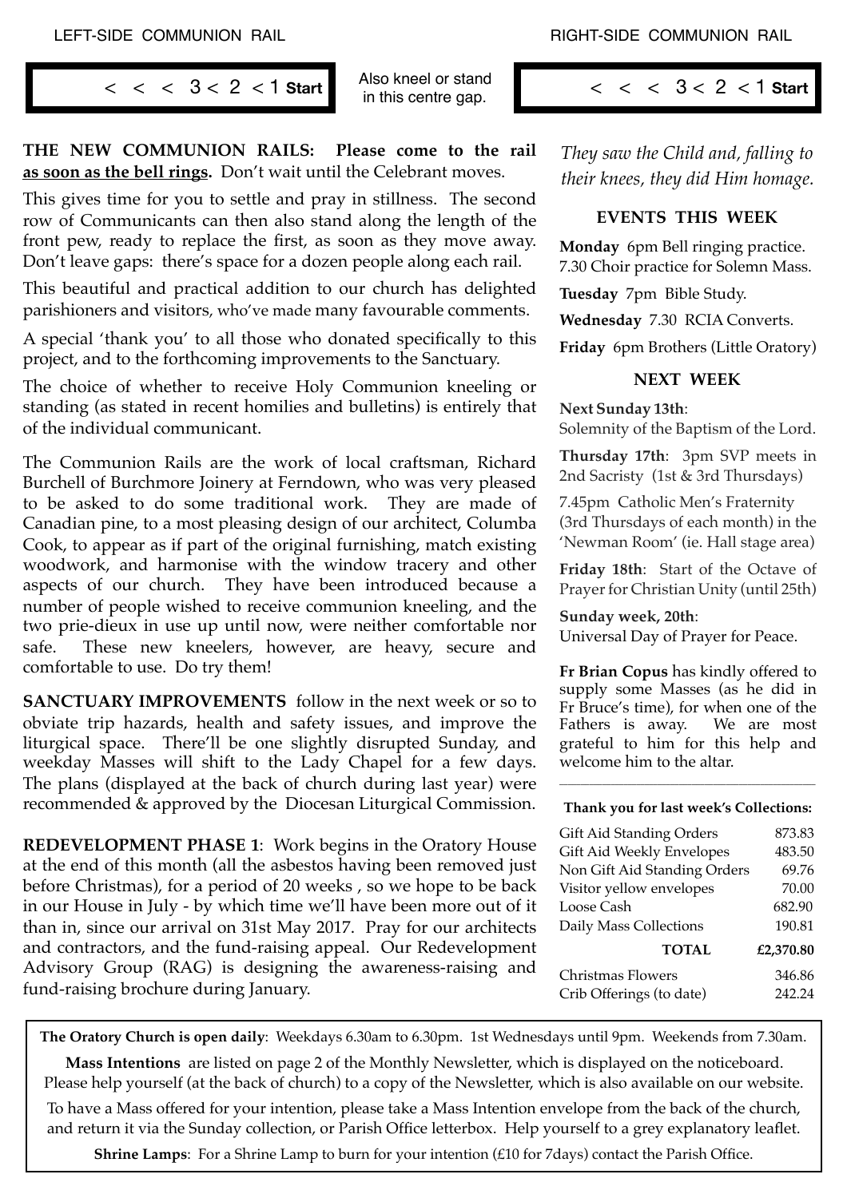LEFT-SIDE COMMUNION RAIL

< < < 3 < 2 < 1 **Start**

Also kneel or stand in this centre gap.

RIGHT-SIDE COMMUNION RAIL

< < < 3 < 2 < 1 **Start**

**THE NEW COMMUNION RAILS: Please come to the rail <u>as soon as the bell rings</u>.** Don't wait until the Celebrant moves.

This gives time for you to settle and pray in stillness. The second row of Communicants can then also stand along the length of the front pew, ready to replace the first, as soon as they move away. Don't leave gaps: there's space for a dozen people along each rail.

This beautiful and practical addition to our church has delighted parishioners and visitors, who've made many favourable comments.

A special 'thank you' to all those who donated specifically to this project, and to the forthcoming improvements to the Sanctuary.

The choice of whether to receive Holy Communion kneeling or standing (as stated in recent homilies and bulletins) is entirely that of the individual communicant.

The Communion Rails are the work of local craftsman, Richard Burchell of Burchmore Joinery at Ferndown, who was very pleased to be asked to do some traditional work. They are made of Canadian pine, to a most pleasing design of our architect, Columba Cook, to appear as if part of the original furnishing, match existing woodwork, and harmonise with the window tracery and other aspects of our church. They have been introduced because a number of people wished to receive communion kneeling, and the two prie-dieux in use up until now, were neither comfortable nor safe. These new kneelers, however, are heavy, secure and comfortable to use. Do try them!

**SANCTUARY IMPROVEMENTS** follow in the next week or so to obviate trip hazards, health and safety issues, and improve the liturgical space. There'll be one slightly disrupted Sunday, and weekday Masses will shift to the Lady Chapel for a few days. The plans (displayed at the back of church during last year) were recommended & approved by the Diocesan Liturgical Commission.

**REDEVELOPMENT PHASE 1**: Work begins in the Oratory House at the end of this month (all the asbestos having been removed just before Christmas), for a period of 20 weeks , so we hope to be back in our House in July - by which time we'll have been more out of it than in, since our arrival on 31st May 2017. Pray for our architects and contractors, and the fund-raising appeal. Our Redevelopment Advisory Group (RAG) is designing the awareness-raising and fund-raising brochure during January.

*They saw the Child and, falling to their knees, they did Him homage.*

## EVENTS THIS WEEK

**Monday** 6pm Bell ringing practice. 7.30 Choir practice for Solemn Mass.

**Tuesday** 7pm Bible Study.

**Wednesday** 7.30 RCIA Converts.

**Friday** 6pm Brothers (Little Oratory)

## NEXT WEEK

**Next Sunday 13th**: Solemnity of the Baptism of the Lord.

**Thursday 17th**: 3pm SVP meets in 2nd Sacristy (1st & 3rd Thursdays)

7.45pm Catholic Men's Fraternity (3rd Thursdays of each month) in the 'Newman Room' (ie. Hall stage area)

**Friday 18th**: Start of the Octave of Prayer for Christian Unity (until 25th)

**Sunday week, 20th**: Universal Day of Prayer for Peace.

**Fr Brian Copus** has kindly offered to supply some Masses (as he did in Fr Bruce's time), for when one of the Fathers is away. We are most grateful to him for this help and welcome him to the altar.

**Thank you for last week's Collections:**

| | |
|---|---|
| Gift Aid Standing Orders | 873.83 |
| Gift Aid Weekly Envelopes | 483.50 |
| Non Gift Aid Standing Orders | 69.76 |
| Visitor yellow envelopes | 70.00 |
| Loose Cash | 682.90 |
| Daily Mass Collections | 190.81 |
| **TOTAL** | **£2,370.80** |
| Christmas Flowers | 346.86 |
| Crib Offerings (to date) | 242.24 |

**The Oratory Church is open daily**: Weekdays 6.30am to 6.30pm. 1st Wednesdays until 9pm. Weekends from 7.30am.

**Mass Intentions** are listed on page 2 of the Monthly Newsletter, which is displayed on the noticeboard. Please help yourself (at the back of church) to a copy of the Newsletter, which is also available on our website.

To have a Mass offered for your intention, please take a Mass Intention envelope from the back of the church, and return it via the Sunday collection, or Parish Office letterbox. Help yourself to a grey explanatory leaflet.

**Shrine Lamps**: For a Shrine Lamp to burn for your intention (£10 for 7days) contact the Parish Office.